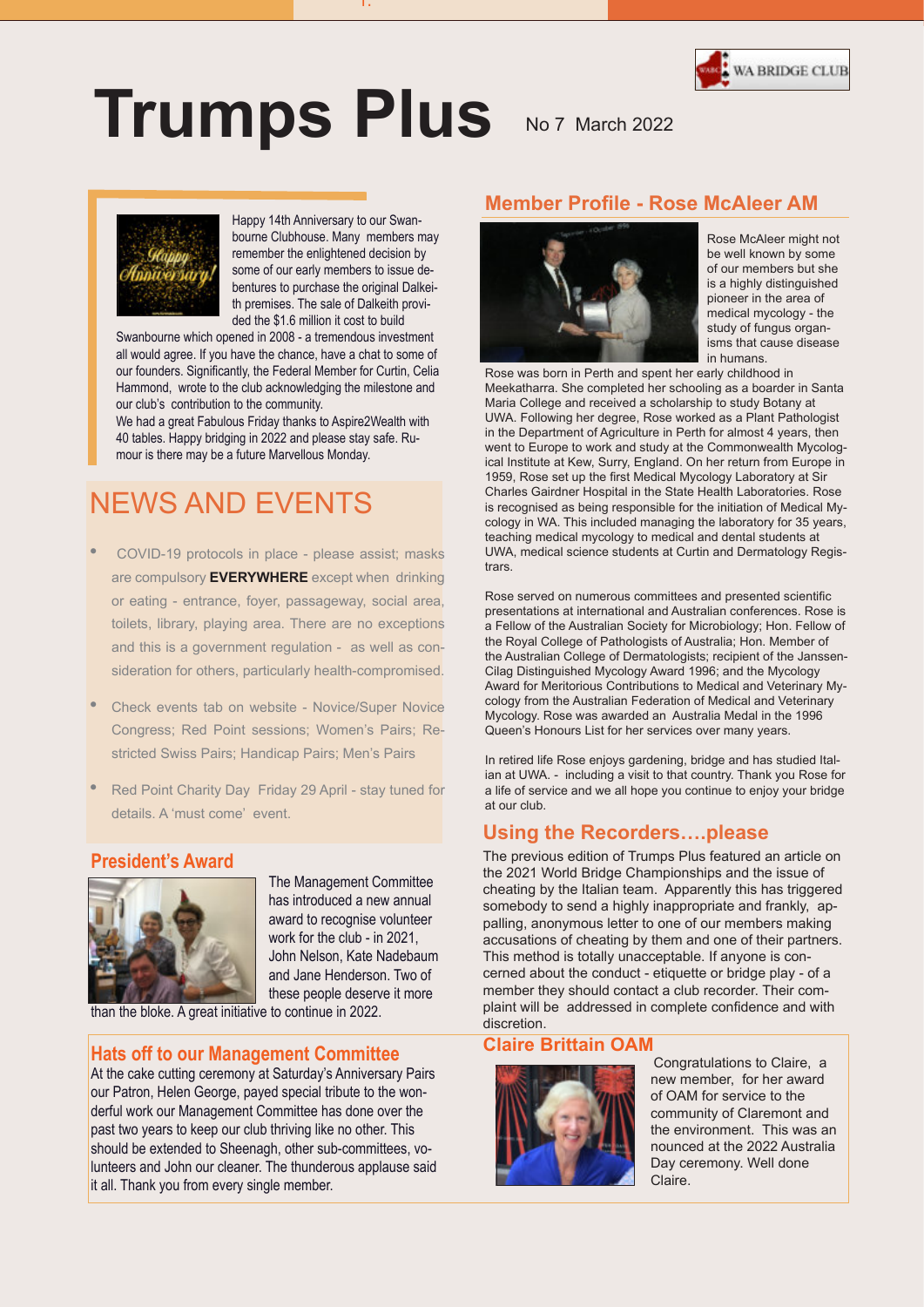# Trumps Plus

No 7 March 2022

WA BRIDGE CLUB

Happy 14th Anniversary to our Swanbourne Clubhouse. Many members may remember the enlightened decision by some of our early members to issue debentures to purchase the original Dalkeith premises. The sale of Dalkeith provided the $1.6 million it cost to build Swanbourne which opened in 2008 - a tremendous investment all would agree. If you have the chance, have a chat to some of our founders. Significantly, the Federal Member for Curtin, Celia Hammond, wrote to the club acknowledging the milestone and our club's contribution to the community.

We had a great Fabulous Friday thanks to Aspire2Wealth with 40 tables. Happy bridging in 2022 and please stay safe. Rumour is there may be a future Marvellous Monday.

## NEWS AND EVENTS

- COVID-19 protocols in place - please assist; masks are compulsory **EVERYWHERE** except when drinking or eating - entrance, foyer, passageway, social area, toilets, library, playing area. There are no exceptions and this is a government regulation - as well as consideration for others, particularly health-compromised.
- Check events tab on website - Novice/Super Novice Congress; Red Point sessions; Women's Pairs; Restricted Swiss Pairs; Handicap Pairs; Men's Pairs
- Red Point Charity Day Friday 29 April - stay tuned for details. A 'must come' event.

## President's Award

The Management Committee has introduced a new annual award to recognise volunteer work for the club - in 2021, John Nelson, Kate Nadebaum and Jane Henderson. Two of these people deserve it more than the bloke. A great initiative to continue in 2022.

## Hats off to our Management Committee

At the cake cutting ceremony at Saturday's Anniversary Pairs our Patron, Helen George, payed special tribute to the wonderful work our Management Committee has done over the past two years to keep our club thriving like no other. This should be extended to Sheenagh, other sub-committees, volunteers and John our cleaner. The thunderous applause said it all. Thank you from every single member.

## Member Profile - Rose McAleer AM

Rose McAleer might not be well known by some of our members but she is a highly distinguished pioneer in the area of medical mycology - the study of fungus organisms that cause disease in humans.

Rose was born in Perth and spent her early childhood in Meekatharra. She completed her schooling as a boarder in Santa Maria College and received a scholarship to study Botany at UWA. Following her degree, Rose worked as a Plant Pathologist in the Department of Agriculture in Perth for almost 4 years, then went to Europe to work and study at the Commonwealth Mycological Institute at Kew, Surry, England. On her return from Europe in 1959, Rose set up the first Medical Mycology Laboratory at Sir Charles Gairdner Hospital in the State Health Laboratories. Rose is recognised as being responsible for the initiation of Medical Mycology in WA. This included managing the laboratory for 35 years, teaching medical mycology to medical and dental students at UWA, medical science students at Curtin and Dermatology Registrars.

Rose served on numerous committees and presented scientific presentations at international and Australian conferences. Rose is a Fellow of the Australian Society for Microbiology; Hon. Fellow of the Royal College of Pathologists of Australia; Hon. Member of the Australian College of Dermatologists; recipient of the Janssen-Cilag Distinguished Mycology Award 1996; and the Mycology Award for Meritorious Contributions to Medical and Veterinary Mycology from the Australian Federation of Medical and Veterinary Mycology. Rose was awarded an Australia Medal in the 1996 Queen's Honours List for her services over many years.

In retired life Rose enjoys gardening, bridge and has studied Italian at UWA. - including a visit to that country. Thank you Rose for a life of service and we all hope you continue to enjoy your bridge at our club.

## Using the Recorders….please

The previous edition of Trumps Plus featured an article on the 2021 World Bridge Championships and the issue of cheating by the Italian team. Apparently this has triggered somebody to send a highly inappropriate and frankly, appalling, anonymous letter to one of our members making accusations of cheating by them and one of their partners. This method is totally unacceptable. If anyone is concerned about the conduct - etiquette or bridge play - of a member they should contact a club recorder. Their complaint will be addressed in complete confidence and with discretion.

## Claire Brittain OAM

Congratulations to Claire, a new member, for her award of OAM for service to the community of Claremont and the environment. This was announced at the 2022 Australia Day ceremony. Well done Claire.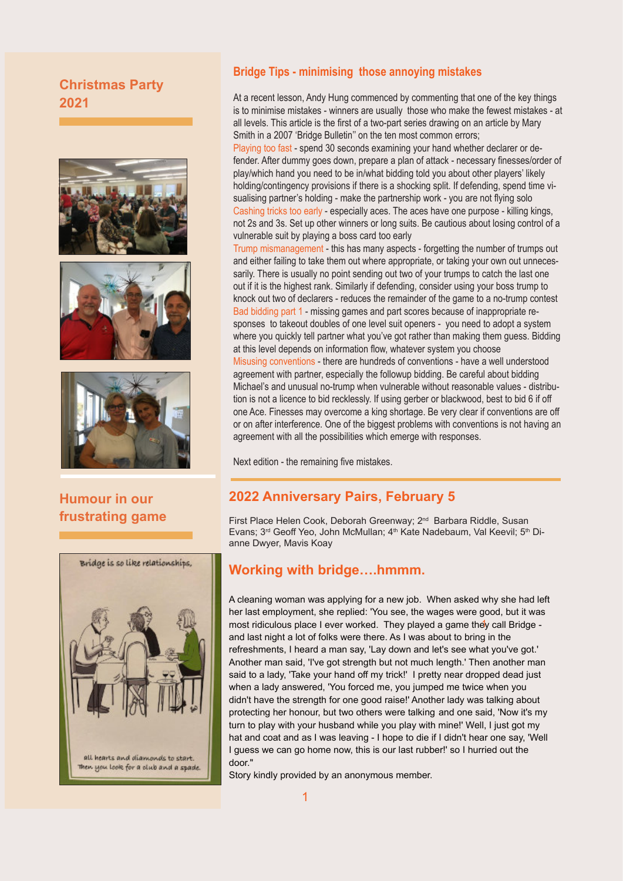## Christmas Party 2021

## Humour in our frustrating game

## Bridge Tips - minimising those annoying mistakes

At a recent lesson, Andy Hung commenced by commenting that one of the key things is to minimise mistakes - winners are usually those who make the fewest mistakes - at all levels. This article is the first of a two-part series drawing on an article by Mary Smith in a 2007 'Bridge Bulletin'' on the ten most common errors;

Playing too fast - spend 30 seconds examining your hand whether declarer or defender. After dummy goes down, prepare a plan of attack - necessary finesses/order of play/which hand you need to be in/what bidding told you about other players' likely holding/contingency provisions if there is a shocking split. If defending, spend time visualising partner's holding - make the partnership work - you are not flying solo

Cashing tricks too early - especially aces. The aces have one purpose - killing kings, not 2s and 3s. Set up other winners or long suits. Be cautious about losing control of a vulnerable suit by playing a boss card too early

Trump mismanagement - this has many aspects - forgetting the number of trumps out and either failing to take them out where appropriate, or taking your own out unnecessarily. There is usually no point sending out two of your trumps to catch the last one out if it is the highest rank. Similarly if defending, consider using your boss trump to knock out two of declarers - reduces the remainder of the game to a no-trump contest

Bad bidding part 1 - missing games and part scores because of inappropriate responses to takeout doubles of one level suit openers - you need to adopt a system where you quickly tell partner what you've got rather than making them guess. Bidding at this level depends on information flow, whatever system you choose

Misusing conventions - there are hundreds of conventions - have a well understood agreement with partner, especially the followup bidding. Be careful about bidding Michael's and unusual no-trump when vulnerable without reasonable values - distribution is not a licence to bid recklessly. If using gerber or blackwood, best to bid 6 if off one Ace. Finesses may overcome a king shortage. Be very clear if conventions are off or on after interference. One of the biggest problems with conventions is not having an agreement with all the possibilities which emerge with responses.

Next edition - the remaining five mistakes.

## 2022 Anniversary Pairs, February 5

First Place Helen Cook, Deborah Greenway; 2nd Barbara Riddle, Susan Evans; 3rd Geoff Yeo, John McMullan; 4th Kate Nadebaum, Val Keevil; 5th Dianne Dwyer, Mavis Koay

## Working with bridge….hmmm.

A cleaning woman was applying for a new job. When asked why she had left her last employment, she replied: 'You see, the wages were good, but it was most ridiculous place I ever worked. They played a game they call Bridge - and last night a lot of folks were there. As I was about to bring in the refreshments, I heard a man say, 'Lay down and let's see what you've got.' Another man said, 'I've got strength but not much length.' Then another man said to a lady, 'Take your hand off my trick!' I pretty near dropped dead just when a lady answered, 'You forced me, you jumped me twice when you didn't have the strength for one good raise!' Another lady was talking about protecting her honour, but two others were talking and one said, 'Now it's my turn to play with your husband while you play with mine!' Well, I just got my hat and coat and as I was leaving - I hope to die if I didn't hear one say, 'Well I guess we can go home now, this is our last rubber!' so I hurried out the door."

Story kindly provided by an anonymous member.